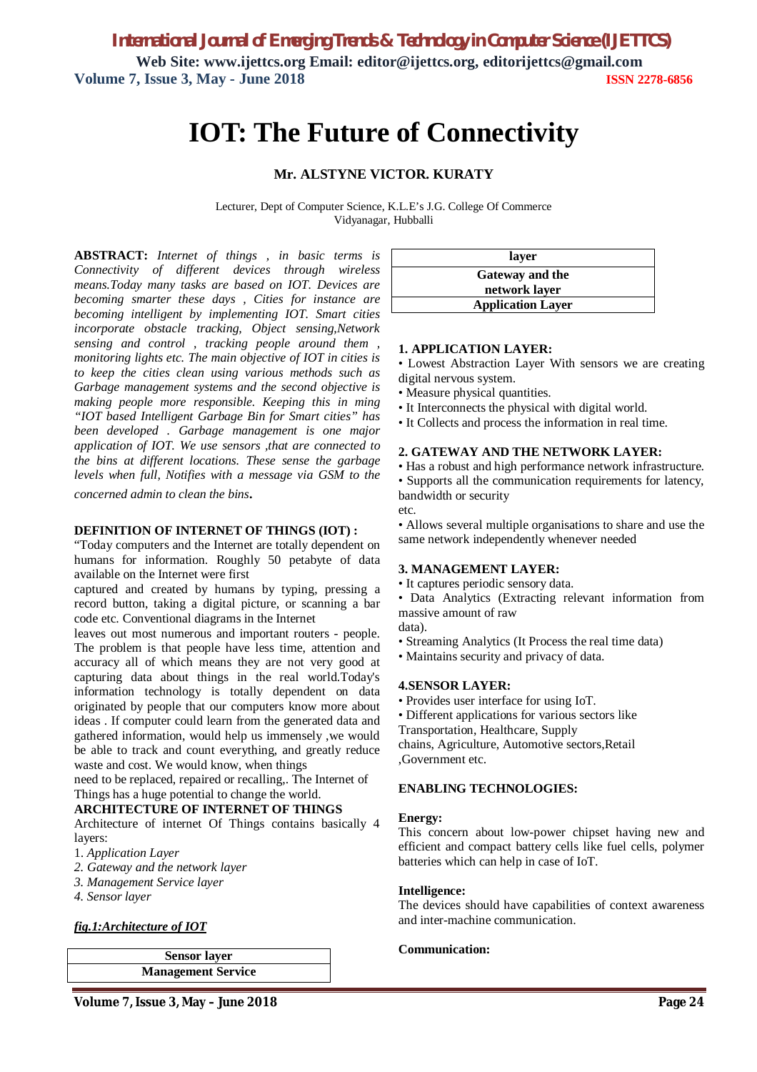# IOT: The Future of Connectivity

**Mr. ALSTYNE VICTOR. KURATY**

Lecturer, Dept of Computer Science, K.L.E's J.G. College Of Commerce
Vidyanagar, Hubballi

**ABSTRACT:** *Internet of things , in basic terms is Connectivity of different devices through wireless means.Today many tasks are based on IOT. Devices are becoming smarter these days , Cities for instance are becoming intelligent by implementing IOT. Smart cities incorporate obstacle tracking, Object sensing,Network sensing and control , tracking people around them , monitoring lights etc. The main objective of IOT in cities is to keep the cities clean using various methods such as Garbage management systems and the second objective is making people more responsible. Keeping this in ming "IOT based Intelligent Garbage Bin for Smart cities" has been developed . Garbage management is one major application of IOT. We use sensors ,that are connected to the bins at different locations. These sense the garbage levels when full, Notifies with a message via GSM to the concerned admin to clean the bins***.**

**DEFINITION OF INTERNET OF THINGS (IOT) :**

"Today computers and the Internet are totally dependent on humans for information. Roughly 50 petabyte of data available on the Internet were first
captured and created by humans by typing, pressing a record button, taking a digital picture, or scanning a bar code etc. Conventional diagrams in the Internet
leaves out most numerous and important routers - people. The problem is that people have less time, attention and accuracy all of which means they are not very good at capturing data about things in the real world.Today's information technology is totally dependent on data originated by people that our computers know more about ideas . If computer could learn from the generated data and gathered information, would help us immensely ,we would be able to track and count everything, and greatly reduce waste and cost. We would know, when things
need to be replaced, repaired or recalling,. The Internet of Things has a huge potential to change the world.

**ARCHITECTURE OF INTERNET OF THINGS**

Architecture of internet Of Things contains basically 4 layers:

1. *Application Layer*
2. *Gateway and the network layer*
3. *Management Service layer*
4. *Sensor layer*

***fig.1:Architecture of IOT***

| **Sensor layer** |
|---|
| **Management Service layer** |
| **Gateway and the network layer** |
| **Application Layer** |

**1. APPLICATION LAYER:**

- Lowest Abstraction Layer With sensors we are creating digital nervous system.
- Measure physical quantities.
- It Interconnects the physical with digital world.
- It Collects and process the information in real time.

**2. GATEWAY AND THE NETWORK LAYER:**

- Has a robust and high performance network infrastructure.
- Supports all the communication requirements for latency, bandwidth or security
etc.
- Allows several multiple organisations to share and use the same network independently whenever needed

**3. MANAGEMENT LAYER:**

- It captures periodic sensory data.
- Data Analytics (Extracting relevant information from massive amount of raw
data).
- Streaming Analytics (It Process the real time data)
- Maintains security and privacy of data.

**4.SENSOR LAYER:**

- Provides user interface for using IoT.
- Different applications for various sectors like Transportation, Healthcare, Supply
chains, Agriculture, Automotive sectors,Retail ,Government etc.

**ENABLING TECHNOLOGIES:**

**Energy:**

This concern about low-power chipset having new and efficient and compact battery cells like fuel cells, polymer batteries which can help in case of IoT.

**Intelligence:**

The devices should have capabilities of context awareness and inter-machine communication.

**Communication:**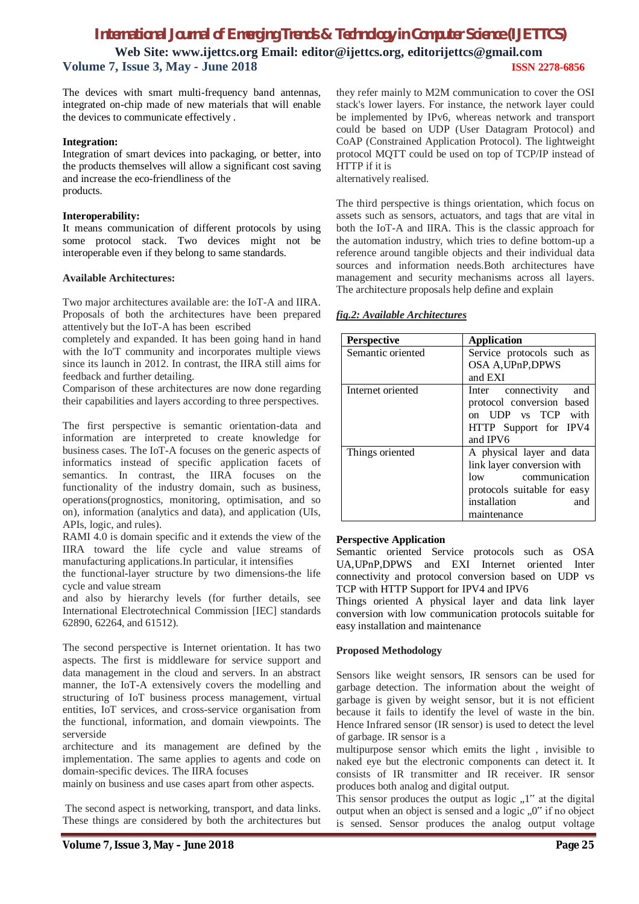The devices with smart multi-frequency band antennas, integrated on-chip made of new materials that will enable the devices to communicate effectively .

**Integration:**
Integration of smart devices into packaging, or better, into the products themselves will allow a significant cost saving and increase the eco-friendliness of the products.

**Interoperability:**
It means communication of different protocols by using some protocol stack. Two devices might not be interoperable even if they belong to same standards.

**Available Architectures:**

Two major architectures available are: the IoT-A and IIRA. Proposals of both the architectures have been prepared attentively but the IoT-A has been escribed completely and expanded. It has been going hand in hand with the Io'T community and incorporates multiple views since its launch in 2012. In contrast, the IIRA still aims for feedback and further detailing.
Comparison of these architectures are now done regarding their capabilities and layers according to three perspectives.

The first perspective is semantic orientation-data and information are interpreted to create knowledge for business cases. The IoT-A focuses on the generic aspects of informatics instead of specific application facets of semantics. In contrast, the IIRA focuses on the functionality of the industry domain, such as business, operations(prognostics, monitoring, optimisation, and so on), information (analytics and data), and application (UIs, APIs, logic, and rules).
RAMI 4.0 is domain specific and it extends the view of the IIRA toward the life cycle and value streams of manufacturing applications.In particular, it intensifies the functional-layer structure by two dimensions-the life cycle and value stream and also by hierarchy levels (for further details, see International Electrotechnical Commission [IEC] standards 62890, 62264, and 61512).

The second perspective is Internet orientation. It has two aspects. The first is middleware for service support and data management in the cloud and servers. In an abstract manner, the IoT-A extensively covers the modelling and structuring of IoT business process management, virtual entities, IoT services, and cross-service organisation from the functional, information, and domain viewpoints. The serverside architecture and its management are defined by the implementation. The same applies to agents and code on domain-specific devices. The IIRA focuses mainly on business and use cases apart from other aspects.

The second aspect is networking, transport, and data links. These things are considered by both the architectures but they refer mainly to M2M communication to cover the OSI stack's lower layers. For instance, the network layer could be implemented by IPv6, whereas network and transport could be based on UDP (User Datagram Protocol) and CoAP (Constrained Application Protocol). The lightweight protocol MQTT could be used on top of TCP/IP instead of HTTP if it is alternatively realised.

The third perspective is things orientation, which focus on assets such as sensors, actuators, and tags that are vital in both the IoT-A and IIRA. This is the classic approach for the automation industry, which tries to define bottom-up a reference around tangible objects and their individual data sources and information needs.Both architectures have management and security mechanisms across all layers. The architecture proposals help define and explain

***fig.2: Available Architectures***

| Perspective | Application |
|---|---|
| Semantic oriented | Service protocols such as OSA A,UPnP,DPWS and EXI |
| Internet oriented | Inter connectivity and protocol conversion based on UDP vs TCP with HTTP Support for IPV4 and IPV6 |
| Things oriented | A physical layer and data link layer conversion with low communication protocols suitable for easy installation and maintenance |

**Perspective Application**
Semantic oriented Service protocols such as OSA UA,UPnP,DPWS and EXI Internet oriented Inter connectivity and protocol conversion based on UDP vs TCP with HTTP Support for IPV4 and IPV6
Things oriented A physical layer and data link layer conversion with low communication protocols suitable for easy installation and maintenance

**Proposed Methodology**

Sensors like weight sensors, IR sensors can be used for garbage detection. The information about the weight of garbage is given by weight sensor, but it is not efficient because it fails to identify the level of waste in the bin. Hence Infrared sensor (IR sensor) is used to detect the level of garbage. IR sensor is a multipurpose sensor which emits the light , invisible to naked eye but the electronic components can detect it. It consists of IR transmitter and IR receiver. IR sensor produces both analog and digital output.
This sensor produces the output as logic „1" at the digital output when an object is sensed and a logic „0" if no object is sensed. Sensor produces the analog output voltage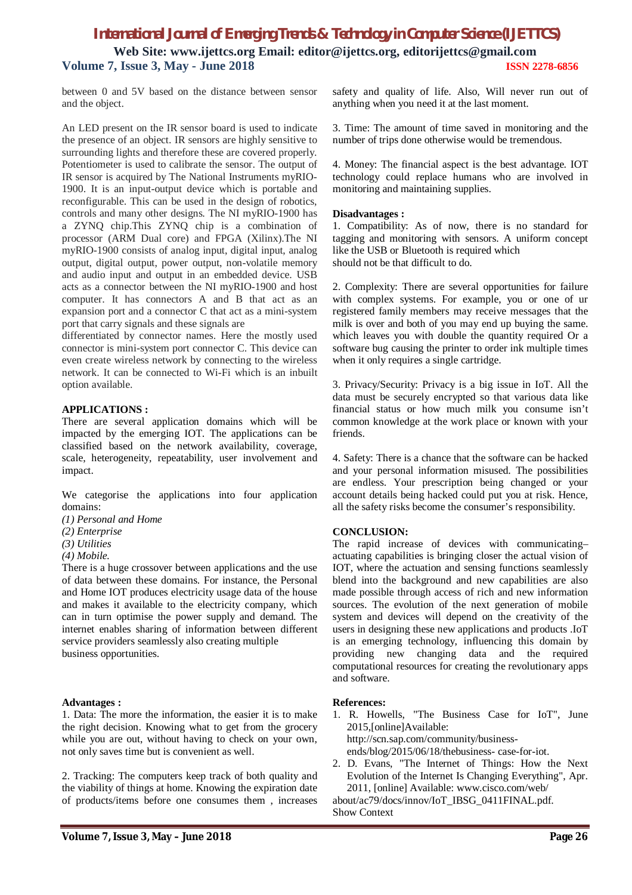between 0 and 5V based on the distance between sensor and the object.

An LED present on the IR sensor board is used to indicate the presence of an object. IR sensors are highly sensitive to surrounding lights and therefore these are covered properly. Potentiometer is used to calibrate the sensor. The output of IR sensor is acquired by The National Instruments myRIO-1900. It is an input-output device which is portable and reconfigurable. This can be used in the design of robotics, controls and many other designs. The NI myRIO-1900 has a ZYNQ chip.This ZYNQ chip is a combination of processor (ARM Dual core) and FPGA (Xilinx).The NI myRIO-1900 consists of analog input, digital input, analog output, digital output, power output, non-volatile memory and audio input and output in an embedded device. USB acts as a connector between the NI myRIO-1900 and host computer. It has connectors A and B that act as an expansion port and a connector C that act as a mini-system port that carry signals and these signals are differentiated by connector names. Here the mostly used connector is mini-system port connector C. This device can even create wireless network by connecting to the wireless network. It can be connected to Wi-Fi which is an inbuilt option available.

## APPLICATIONS :

There are several application domains which will be impacted by the emerging IOT. The applications can be classified based on the network availability, coverage, scale, heterogeneity, repeatability, user involvement and impact.

We categorise the applications into four application domains:

*(1) Personal and Home*
*(2) Enterprise*
*(3) Utilities*
*(4) Mobile.*

There is a huge crossover between applications and the use of data between these domains. For instance, the Personal and Home IOT produces electricity usage data of the house and makes it available to the electricity company, which can in turn optimise the power supply and demand. The internet enables sharing of information between different service providers seamlessly also creating multiple business opportunities.

## Advantages :

1. Data: The more the information, the easier it is to make the right decision. Knowing what to get from the grocery while you are out, without having to check on your own, not only saves time but is convenient as well.

2. Tracking: The computers keep track of both quality and the viability of things at home. Knowing the expiration date of products/items before one consumes them , increases safety and quality of life. Also, Will never run out of anything when you need it at the last moment.

3. Time: The amount of time saved in monitoring and the number of trips done otherwise would be tremendous.

4. Money: The financial aspect is the best advantage. IOT technology could replace humans who are involved in monitoring and maintaining supplies.

## Disadvantages :

1. Compatibility: As of now, there is no standard for tagging and monitoring with sensors. A uniform concept like the USB or Bluetooth is required which should not be that difficult to do.

2. Complexity: There are several opportunities for failure with complex systems. For example, you or one of ur registered family members may receive messages that the milk is over and both of you may end up buying the same. which leaves you with double the quantity required Or a software bug causing the printer to order ink multiple times when it only requires a single cartridge.

3. Privacy/Security: Privacy is a big issue in IoT. All the data must be securely encrypted so that various data like financial status or how much milk you consume isn't common knowledge at the work place or known with your friends.

4. Safety: There is a chance that the software can be hacked and your personal information misused. The possibilities are endless. Your prescription being changed or your account details being hacked could put you at risk. Hence, all the safety risks become the consumer's responsibility.

## CONCLUSION:

The rapid increase of devices with communicating–actuating capabilities is bringing closer the actual vision of IOT, where the actuation and sensing functions seamlessly blend into the background and new capabilities are also made possible through access of rich and new information sources. The evolution of the next generation of mobile system and devices will depend on the creativity of the users in designing these new applications and products .IoT is an emerging technology, influencing this domain by providing new changing data and the required computational resources for creating the revolutionary apps and software.

## References:

1. R. Howells, "The Business Case for IoT", June 2015,[online]Available: http://scn.sap.com/community/business-ends/blog/2015/06/18/thebusiness- case-for-iot.
2. D. Evans, "The Internet of Things: How the Next Evolution of the Internet Is Changing Everything", Apr. 2011, [online] Available: www.cisco.com/web/ about/ac79/docs/innov/IoT_IBSG_0411FINAL.pdf.

Show Context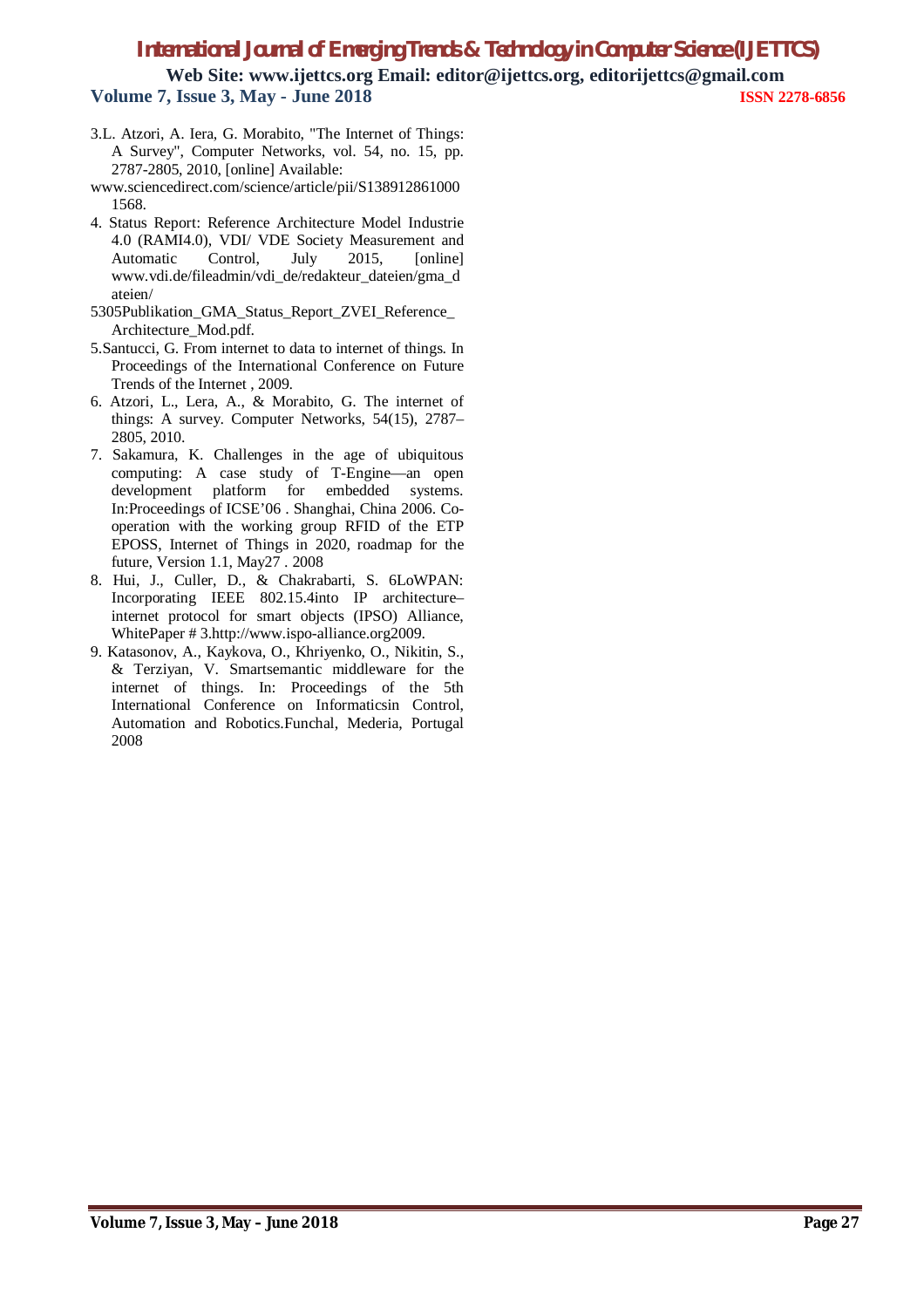3.L. Atzori, A. Iera, G. Morabito, "The Internet of Things: A Survey", Computer Networks, vol. 54, no. 15, pp. 2787-2805, 2010, [online] Available: www.sciencedirect.com/science/article/pii/S1389128610001568.

4. Status Report: Reference Architecture Model Industrie 4.0 (RAMI4.0), VDI/ VDE Society Measurement and Automatic Control, July 2015, [online] www.vdi.de/fileadmin/vdi_de/redakteur_dateien/gma_dateien/5305Publikation_GMA_Status_Report_ZVEI_Reference_Architecture_Mod.pdf.

5.Santucci, G. From internet to data to internet of things. In Proceedings of the International Conference on Future Trends of the Internet , 2009.

6. Atzori, L., Lera, A., & Morabito, G. The internet of things: A survey. Computer Networks, 54(15), 2787–2805, 2010.

7. Sakamura, K. Challenges in the age of ubiquitous computing: A case study of T-Engine—an open development platform for embedded systems. In:Proceedings of ICSE'06 . Shanghai, China 2006. Co-operation with the working group RFID of the ETP EPOSS, Internet of Things in 2020, roadmap for the future, Version 1.1, May27 . 2008

8. Hui, J., Culler, D., & Chakrabarti, S. 6LoWPAN: Incorporating IEEE 802.15.4into IP architecture– internet protocol for smart objects (IPSO) Alliance, WhitePaper # 3.http://www.ispo-alliance.org2009.

9. Katasonov, A., Kaykova, O., Khriyenko, O., Nikitin, S., & Terziyan, V. Smartsemantic middleware for the internet of things. In: Proceedings of the 5th International Conference on Informaticsin Control, Automation and Robotics.Funchal, Mederia, Portugal 2008